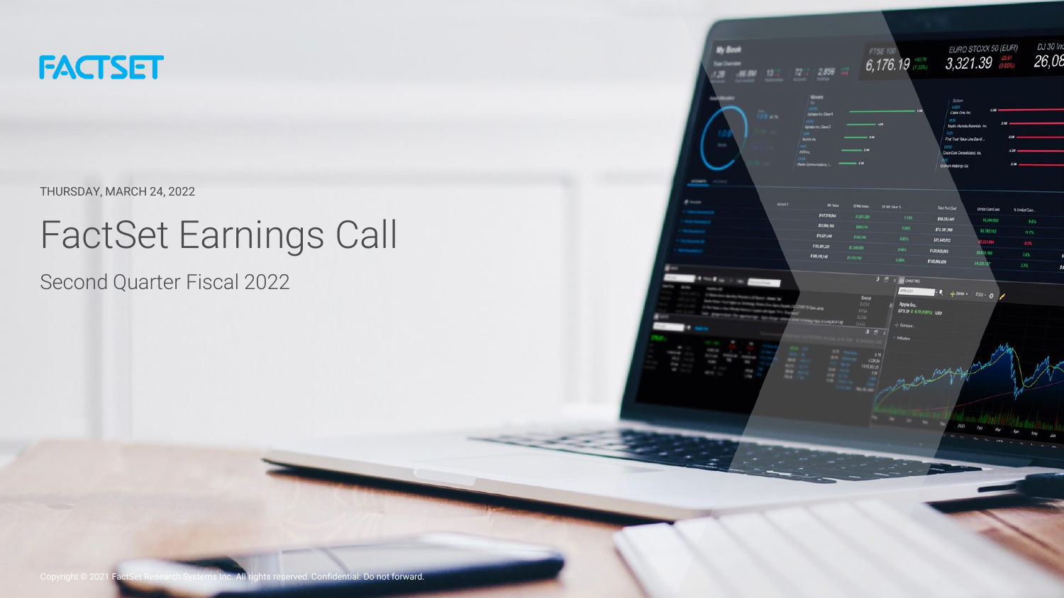FACTSET

THURSDAY, MARCH 24, 2022

# FactSet Earnings Call

## Second Quarter Fiscal 2022

Copyright © 2021 FactSet Research Systems Inc. All rights reserved. Confidential: Do not forward.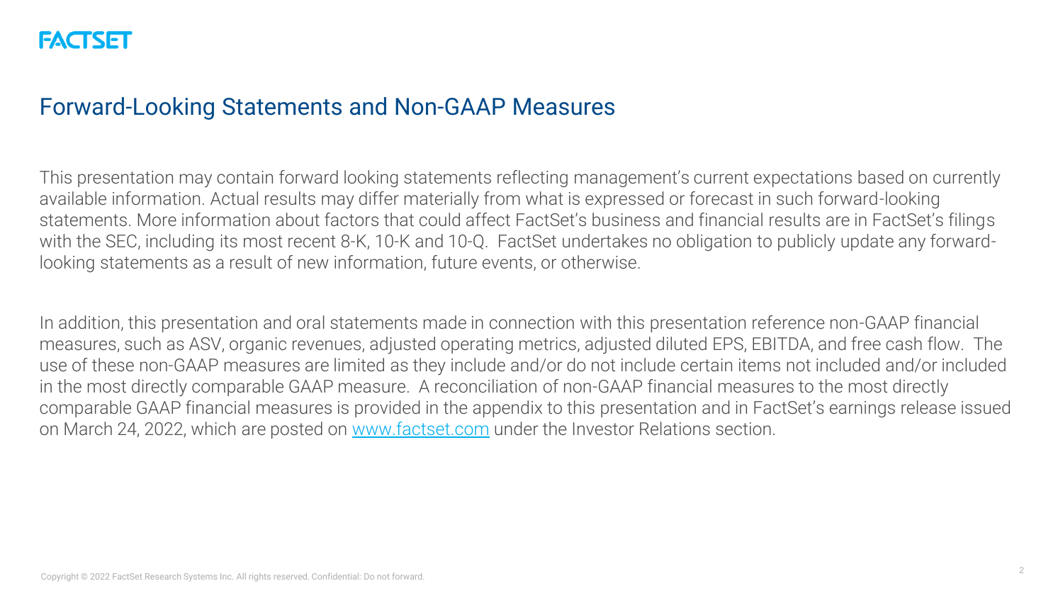# Forward-Looking Statements and Non-GAAP Measures

This presentation may contain forward looking statements reflecting management's current expectations based on currently available information. Actual results may differ materially from what is expressed or forecast in such forward-looking statements. More information about factors that could affect FactSet's business and financial results are in FactSet's filings with the SEC, including its most recent 8-K, 10-K and 10-Q. FactSet undertakes no obligation to publicly update any forward-looking statements as a result of new information, future events, or otherwise.

In addition, this presentation and oral statements made in connection with this presentation reference non-GAAP financial measures, such as ASV, organic revenues, adjusted operating metrics, adjusted diluted EPS, EBITDA, and free cash flow. The use of these non-GAAP measures are limited as they include and/or do not include certain items not included and/or included in the most directly comparable GAAP measure. A reconciliation of non-GAAP financial measures to the most directly comparable GAAP financial measures is provided in the appendix to this presentation and in FactSet's earnings release issued on March 24, 2022, which are posted on [www.factset.com](http://www.factset.com) under the Investor Relations section.

Copyright © 2022 FactSet Research Systems Inc. All rights reserved. Confidential: Do not forward.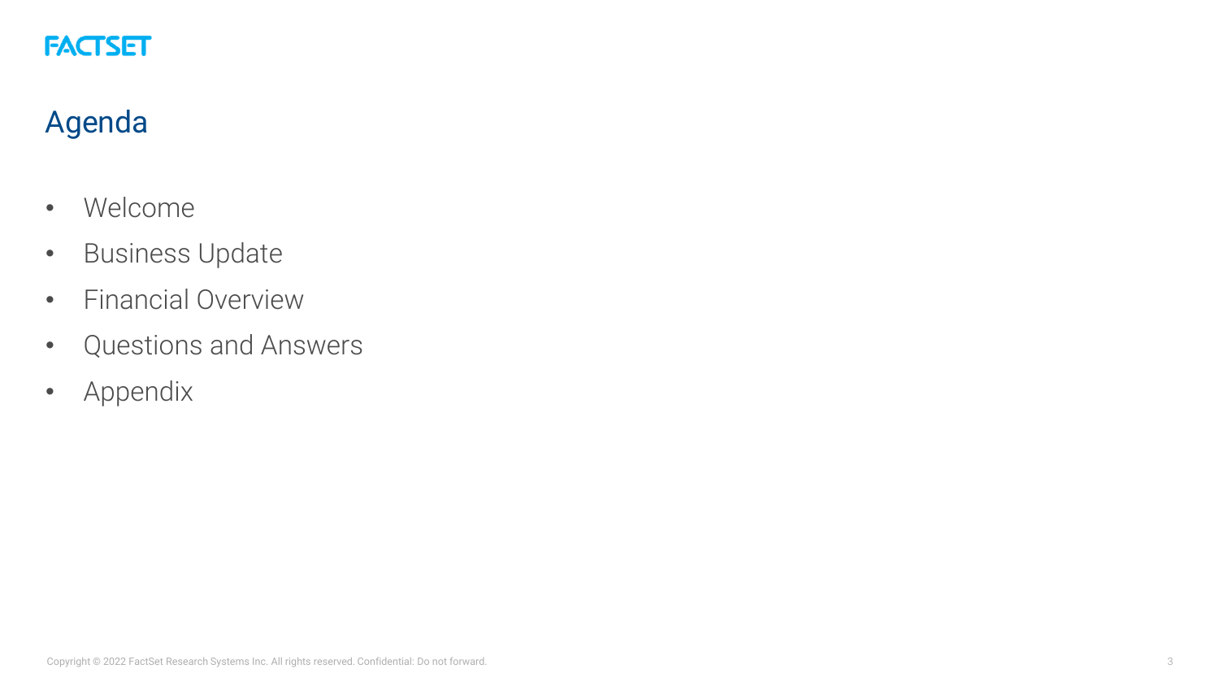# Agenda

- Welcome
- Business Update
- Financial Overview
- Questions and Answers
- Appendix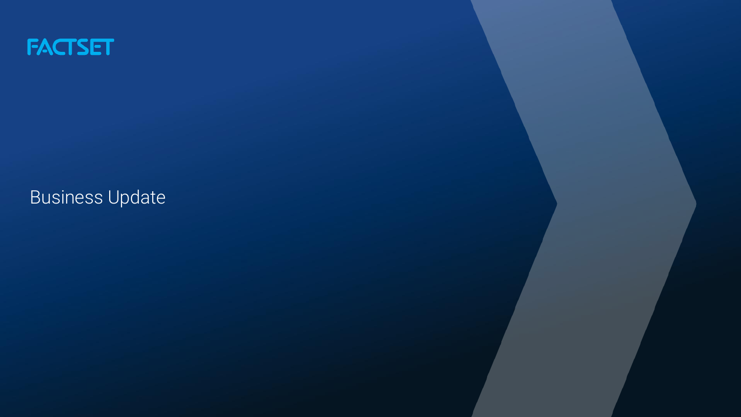FACTSET

# Business Update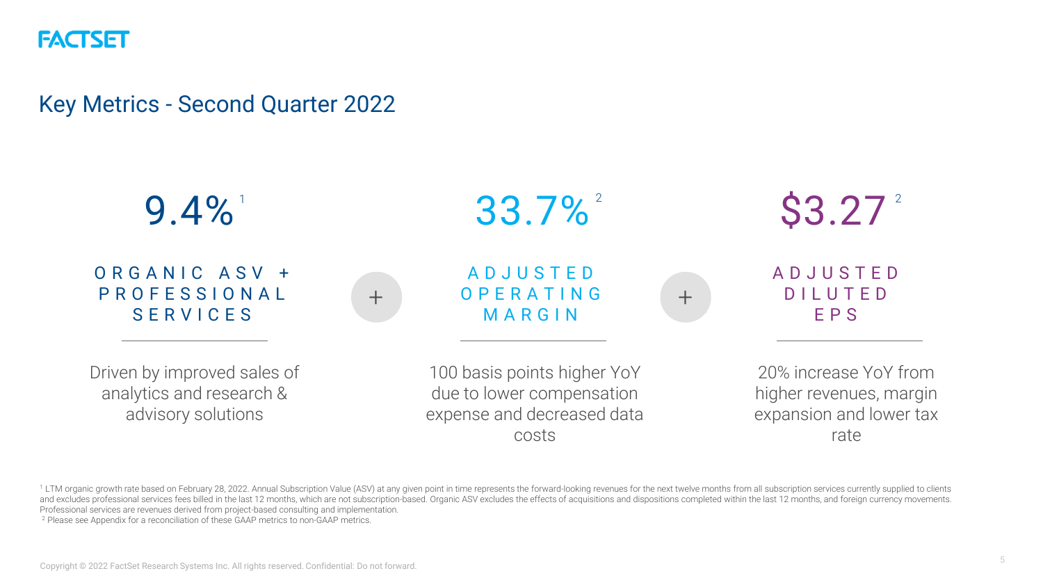# Key Metrics - Second Quarter 2022

## 9.4%[1]

**ORGANIC ASV + PROFESSIONAL SERVICES**

Driven by improved sales of analytics and research & advisory solutions

## 33.7%[2]

**ADJUSTED OPERATING MARGIN**

100 basis points higher YoY due to lower compensation expense and decreased data costs

## $3.27[2]

**ADJUSTED DILUTED EPS**

20% increase YoY from higher revenues, margin expansion and lower tax rate

[1] LTM organic growth rate based on February 28, 2022. Annual Subscription Value (ASV) at any given point in time represents the forward-looking revenues for the next twelve months from all subscription services currently supplied to clients and excludes professional services fees billed in the last 12 months, which are not subscription-based. Organic ASV excludes the effects of acquisitions and dispositions completed within the last 12 months, and foreign currency movements. Professional services are revenues derived from project-based consulting and implementation.

[2] Please see Appendix for a reconciliation of these GAAP metrics to non-GAAP metrics.

Copyright © 2022 FactSet Research Systems Inc. All rights reserved. Confidential: Do not forward.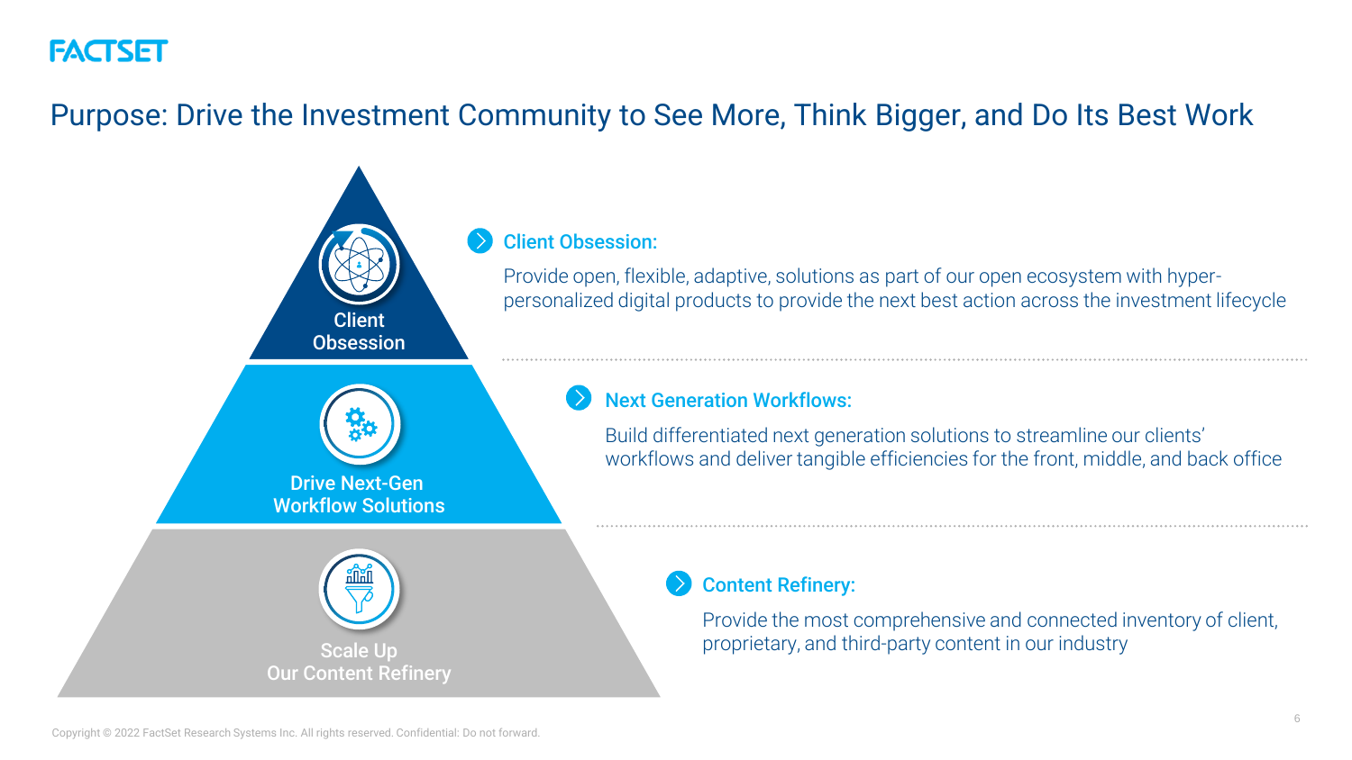# Purpose: Drive the Investment Community to See More, Think Bigger, and Do Its Best Work

**Client Obsession**

**Drive Next-Gen Workflow Solutions**

**Scale Up Our Content Refinery**

### Client Obsession:

Provide open, flexible, adaptive, solutions as part of our open ecosystem with hyper-personalized digital products to provide the next best action across the investment lifecycle

### Next Generation Workflows:

Build differentiated next generation solutions to streamline our clients' workflows and deliver tangible efficiencies for the front, middle, and back office

### Content Refinery:

Provide the most comprehensive and connected inventory of client, proprietary, and third-party content in our industry

Copyright © 2022 FactSet Research Systems Inc. All rights reserved. Confidential: Do not forward.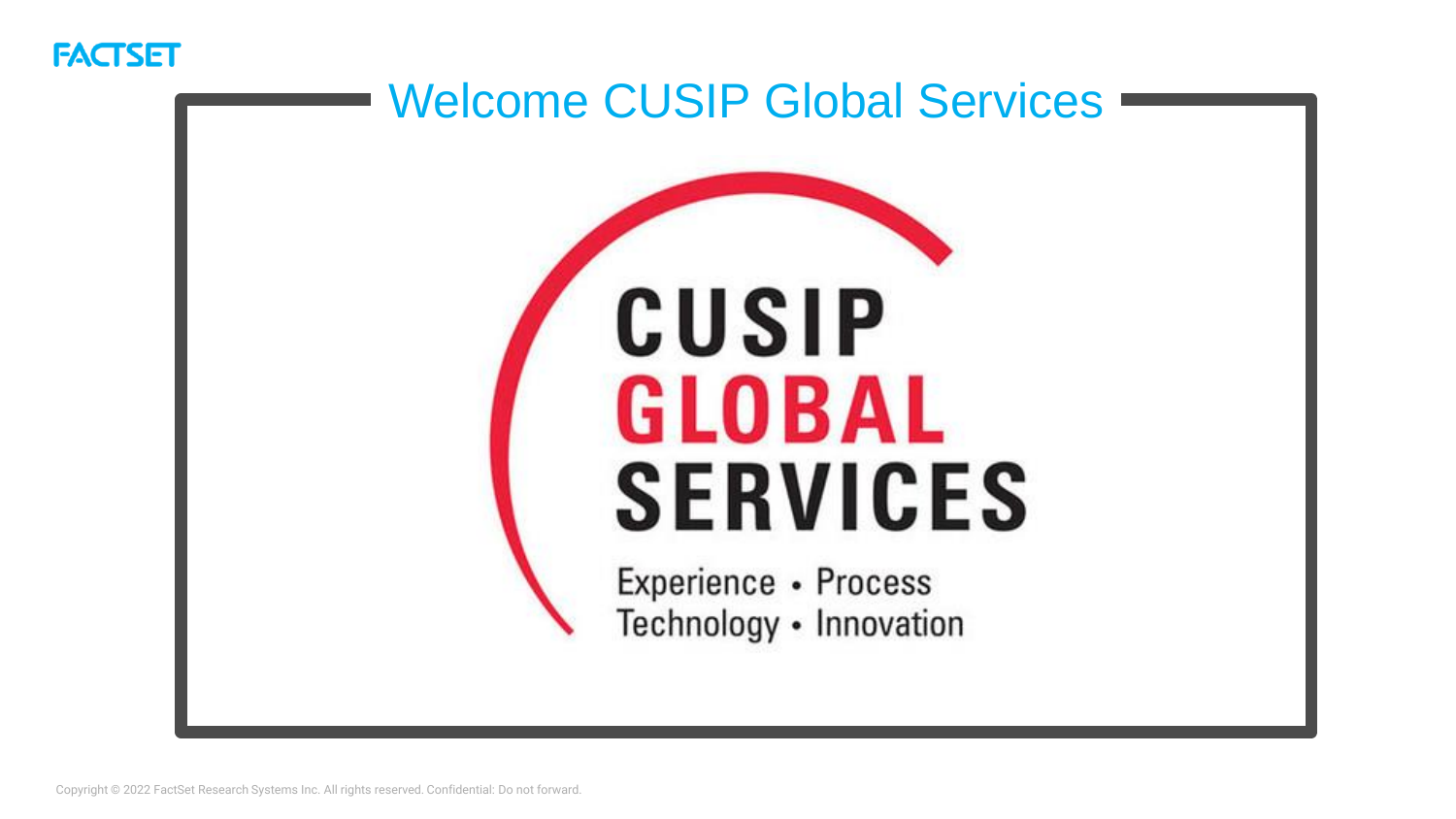# Welcome CUSIP Global Services

CUSIP
GLOBAL
SERVICES

Experience • Process
Technology • Innovation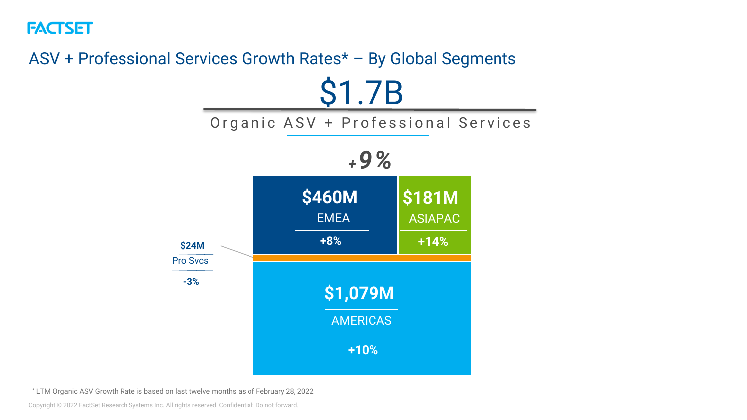# ASV + Professional Services Growth Rates* – By Global Segments

## $1.7B

Organic ASV + Professional Services

**+9%**

| Segment | Amount | Growth |
|---|---|---|
| EMEA | $460M | +8% |
| ASIAPAC | $181M | +14% |
| AMERICAS | $1,079M | +10% |
| Pro Svcs | $24M | -3% |

\* LTM Organic ASV Growth Rate is based on last twelve months as of February 28, 2022

Copyright © 2022 FactSet Research Systems Inc. All rights reserved. Confidential: Do not forward.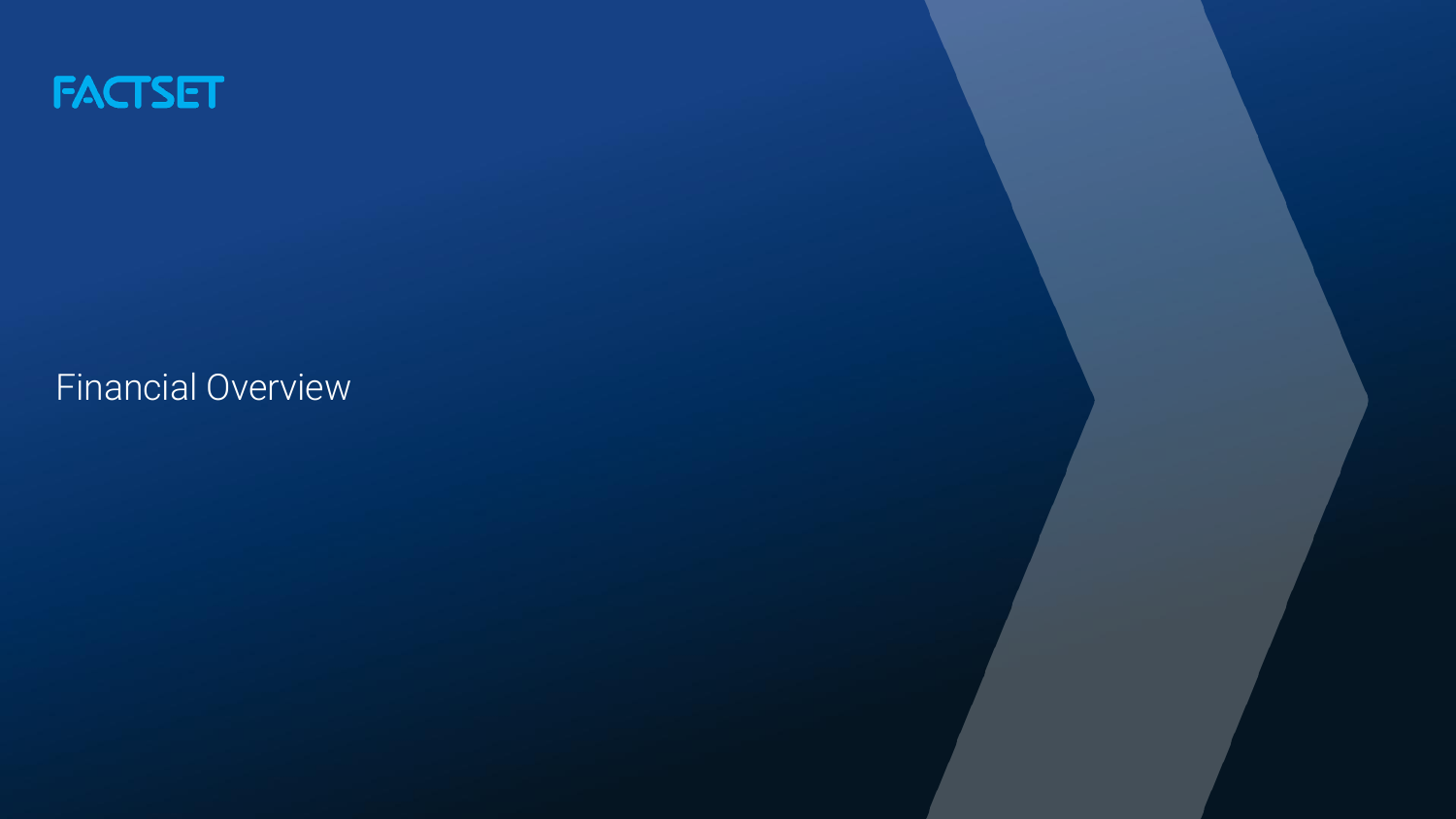FACTSET

# Financial Overview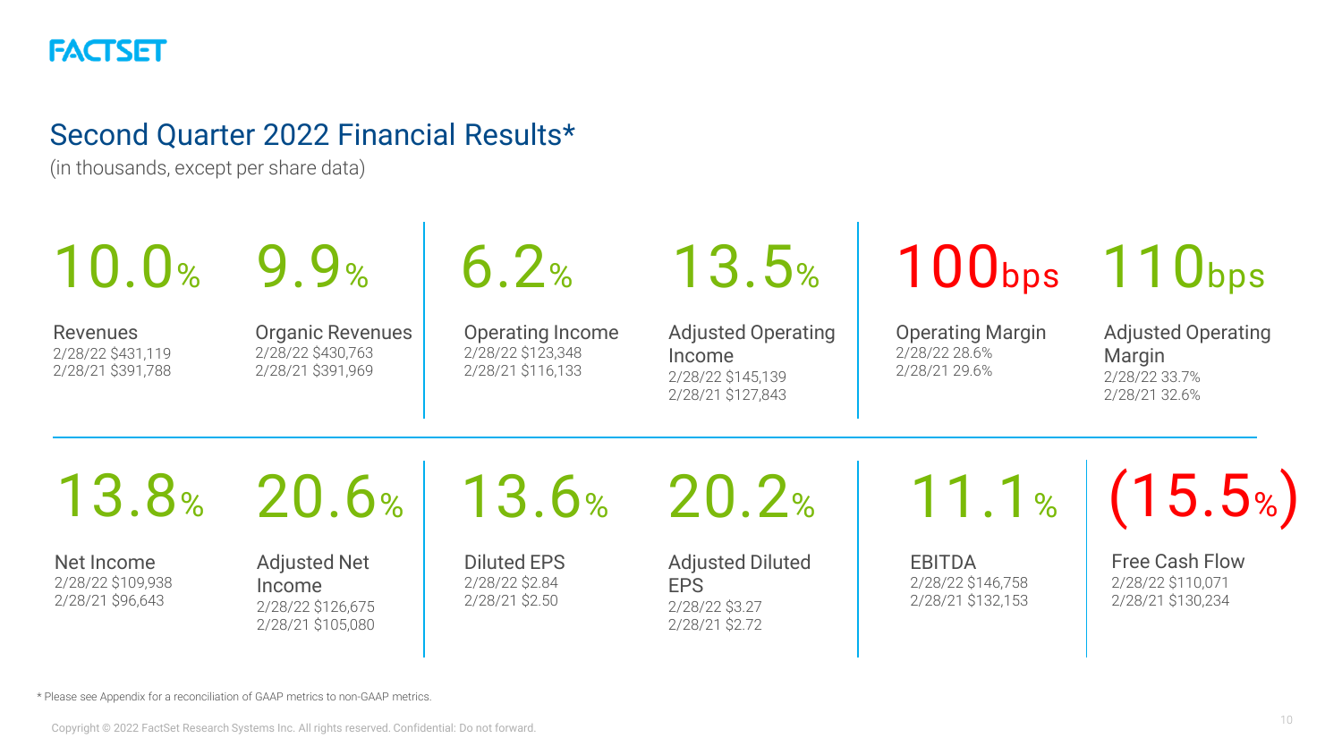# Second Quarter 2022 Financial Results*

(in thousands, except per share data)

| Metric | Change | 2/28/22 | 2/28/21 |
| --- | --- | --- | --- |
| Revenues | 10.0% | $431,119 | $391,788 |
| Organic Revenues | 9.9% | $430,763 | $391,969 |
| Operating Income | 6.2% | $123,348 | $116,133 |
| Adjusted Operating Income | 13.5% | $145,139 | $127,843 |
| Operating Margin | 100bps | 28.6% | 29.6% |
| Adjusted Operating Margin | 110bps | 33.7% | 32.6% |
| Net Income | 13.8% | $109,938 | $96,643 |
| Adjusted Net Income | 20.6% | $126,675 | $105,080 |
| Diluted EPS | 13.6% | $2.84 | $2.50 |
| Adjusted Diluted EPS | 20.2% | $3.27 | $2.72 |
| EBITDA | 11.1% | $146,758 | $132,153 |
| Free Cash Flow | (15.5%) | $110,071 | $130,234 |

* Please see Appendix for a reconciliation of GAAP metrics to non-GAAP metrics.

Copyright © 2022 FactSet Research Systems Inc. All rights reserved. Confidential: Do not forward.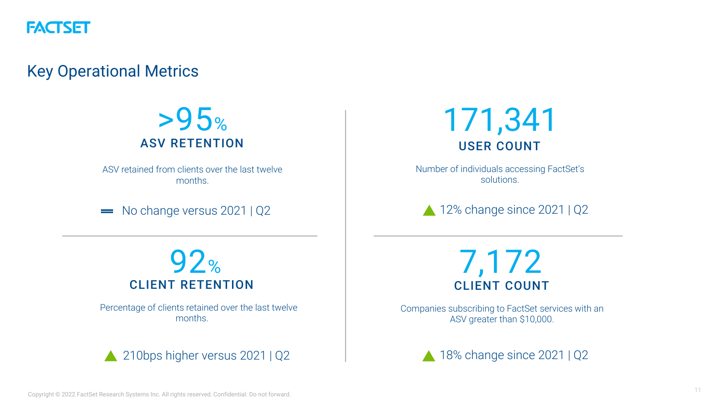# Key Operational Metrics

## >95%
### ASV RETENTION

ASV retained from clients over the last twelve months.

═ No change versus 2021 | Q2

## 171,341
### USER COUNT

Number of individuals accessing FactSet's solutions.

▲ 12% change since 2021 | Q2

## 92%
### CLIENT RETENTION

Percentage of clients retained over the last twelve months.

▲ 210bps higher versus 2021 | Q2

## 7,172
### CLIENT COUNT

Companies subscribing to FactSet services with an ASV greater than $10,000.

▲ 18% change since 2021 | Q2

Copyright © 2022 FactSet Research Systems Inc. All rights reserved. Confidential: Do not forward.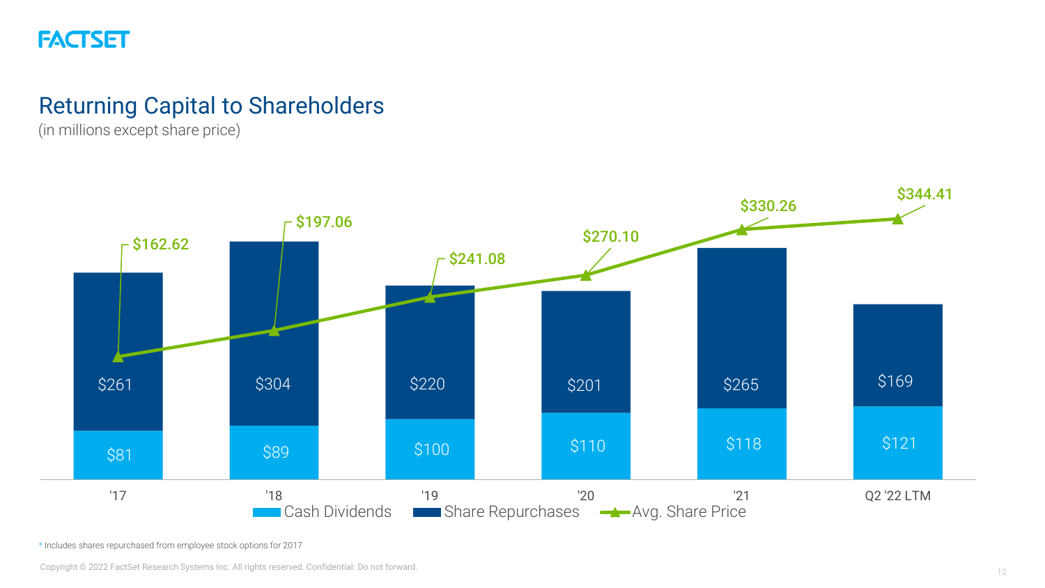# Returning Capital to Shareholders

(in millions except share price)

| | '17 | '18 | '19 | '20 | '21 | Q2 '22 LTM |
|---|---|---|---|---|---|---|
| Cash Dividends | $81 | $89 | $100 | $110 | $118 | $121 |
| Share Repurchases | $261 | $304 | $220 | $201 | $265 | $169 |
| Avg. Share Price | $162.62 | $197.06 | $241.08 | $270.10 | $330.26 | $344.41 |

\* Includes shares repurchased from employee stock options for 2017

Copyright © 2022 FactSet Research Systems Inc. All rights reserved. Confidential: Do not forward.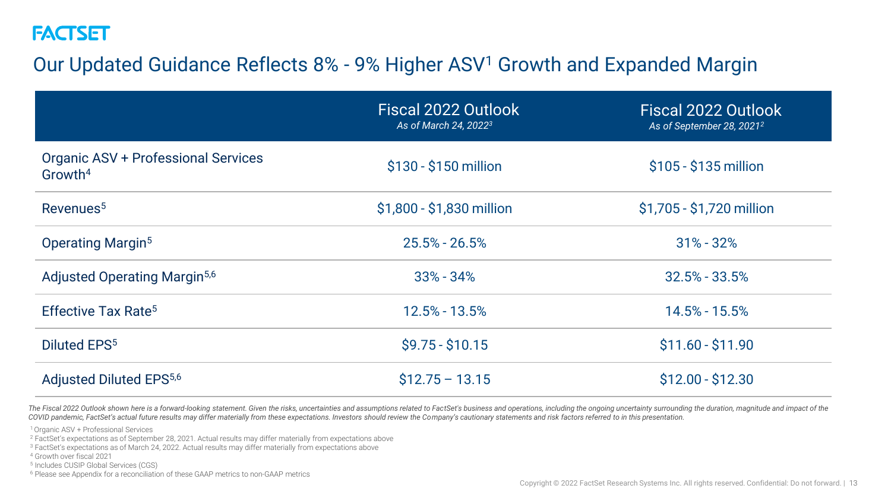FACTSET

# Our Updated Guidance Reflects 8% - 9% Higher ASV[1] Growth and Expanded Margin

| | Fiscal 2022 Outlook *As of March 24, 2022[3]* | Fiscal 2022 Outlook *As of September 28, 2021[2]* |
|---|---|---|
| Organic ASV + Professional Services Growth[4] | $130 - $150 million | $105 - $135 million |
| Revenues[5] | $1,800 - $1,830 million | $1,705 - $1,720 million |
| Operating Margin[5] | 25.5% - 26.5% | 31% - 32% |
| Adjusted Operating Margin[5,6] | 33% - 34% | 32.5% - 33.5% |
| Effective Tax Rate[5] | 12.5% - 13.5% | 14.5% - 15.5% |
| Diluted EPS[5] | $9.75 - $10.15 | $11.60 - $11.90 |
| Adjusted Diluted EPS[5,6] | $12.75 – 13.15 | $12.00 - $12.30 |

*The Fiscal 2022 Outlook shown here is a forward-looking statement. Given the risks, uncertainties and assumptions related to FactSet's business and operations, including the ongoing uncertainty surrounding the duration, magnitude and impact of the COVID pandemic, FactSet's actual future results may differ materially from these expectations. Investors should review the Company's cautionary statements and risk factors referred to in this presentation.*

[1] Organic ASV + Professional Services
[2] FactSet's expectations as of September 28, 2021. Actual results may differ materially from expectations above
[3] FactSet's expectations as of March 24, 2022. Actual results may differ materially from expectations above
[4] Growth over fiscal 2021
[5] Includes CUSIP Global Services (CGS)
[6] Please see Appendix for a reconciliation of these GAAP metrics to non-GAAP metrics

Copyright © 2022 FactSet Research Systems Inc. All rights reserved. Confidential: Do not forward.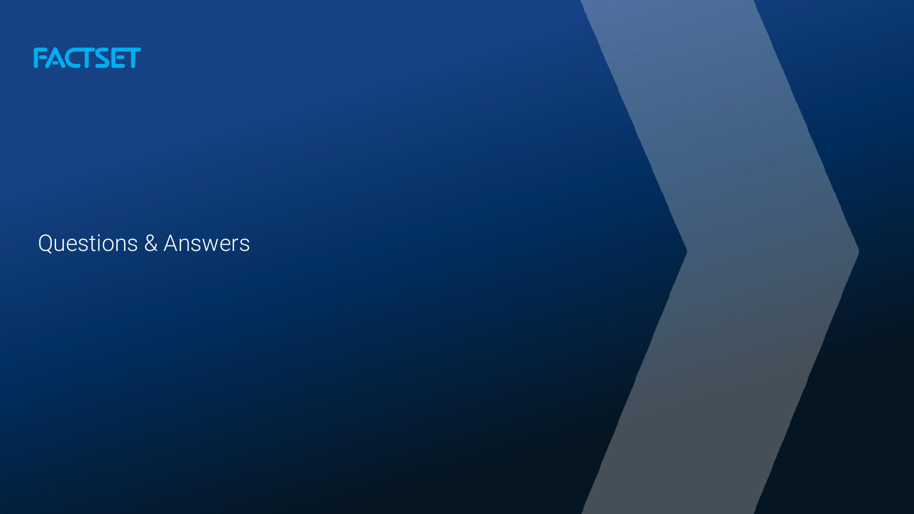FACTSET

# Questions & Answers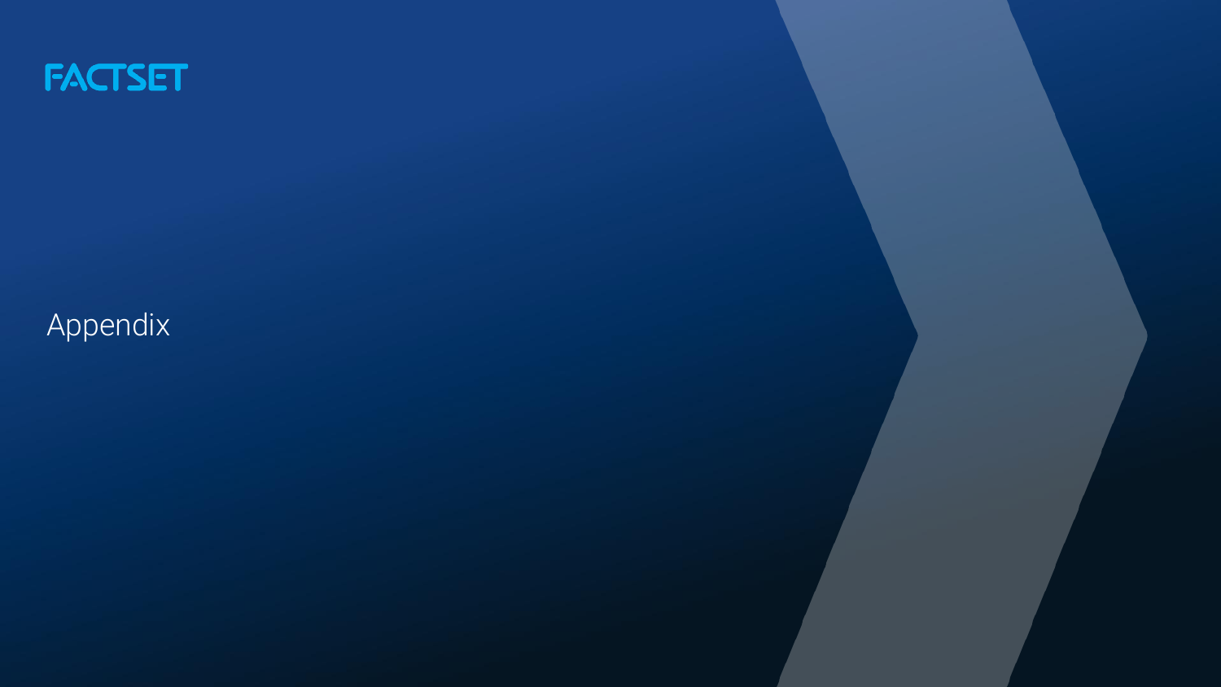FACTSET

# Appendix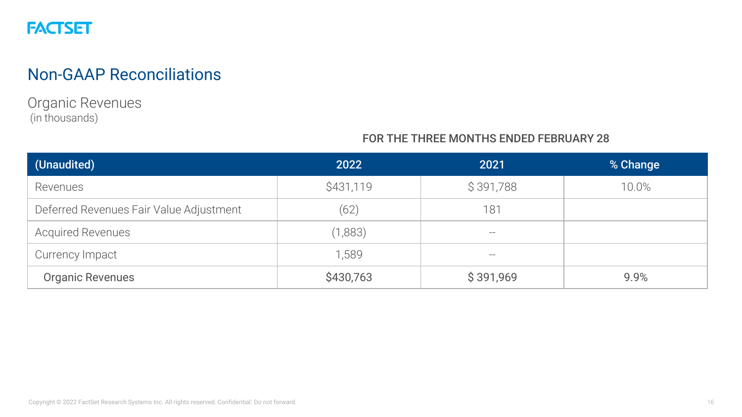# Non-GAAP Reconciliations

## Organic Revenues
(in thousands)

| | FOR THE THREE MONTHS ENDED FEBRUARY 28 | | |
|---|---|---|---|
| (Unaudited) | 2022 | 2021 | % Change |
| Revenues | $431,119 | $ 391,788 | 10.0% |
| Deferred Revenues Fair Value Adjustment | (62) | 181 | |
| Acquired Revenues | (1,883) | -- | |
| Currency Impact | 1,589 | -- | |
| Organic Revenues | $430,763 | $ 391,969 | 9.9% |

Copyright © 2022 FactSet Research Systems Inc. All rights reserved. Confidential: Do not forward.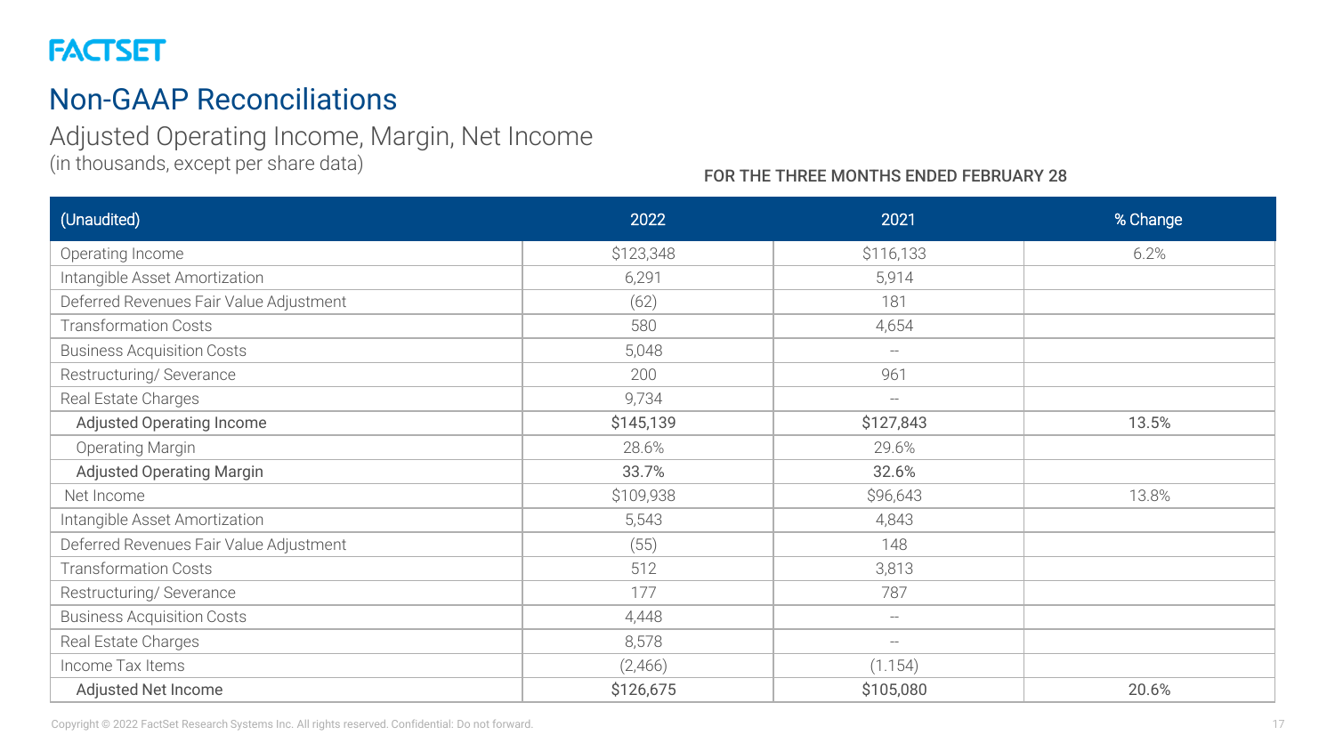FACTSET

# Non-GAAP Reconciliations

## Adjusted Operating Income, Margin, Net Income

(in thousands, except per share data)

FOR THE THREE MONTHS ENDED FEBRUARY 28

| (Unaudited) | 2022 | 2021 | % Change |
|---|---|---|---|
| Operating Income | $123,348 | $116,133 | 6.2% |
| Intangible Asset Amortization | 6,291 | 5,914 | |
| Deferred Revenues Fair Value Adjustment | (62) | 181 | |
| Transformation Costs | 580 | 4,654 | |
| Business Acquisition Costs | 5,048 | -- | |
| Restructuring/ Severance | 200 | 961 | |
| Real Estate Charges | 9,734 | -- | |
| Adjusted Operating Income | $145,139 | $127,843 | 13.5% |
| Operating Margin | 28.6% | 29.6% | |
| Adjusted Operating Margin | 33.7% | 32.6% | |
| Net Income | $109,938 | $96,643 | 13.8% |
| Intangible Asset Amortization | 5,543 | 4,843 | |
| Deferred Revenues Fair Value Adjustment | (55) | 148 | |
| Transformation Costs | 512 | 3,813 | |
| Restructuring/ Severance | 177 | 787 | |
| Business Acquisition Costs | 4,448 | -- | |
| Real Estate Charges | 8,578 | -- | |
| Income Tax Items | (2,466) | (1.154) | |
| Adjusted Net Income | $126,675 | $105,080 | 20.6% |

Copyright © 2022 FactSet Research Systems Inc. All rights reserved. Confidential: Do not forward.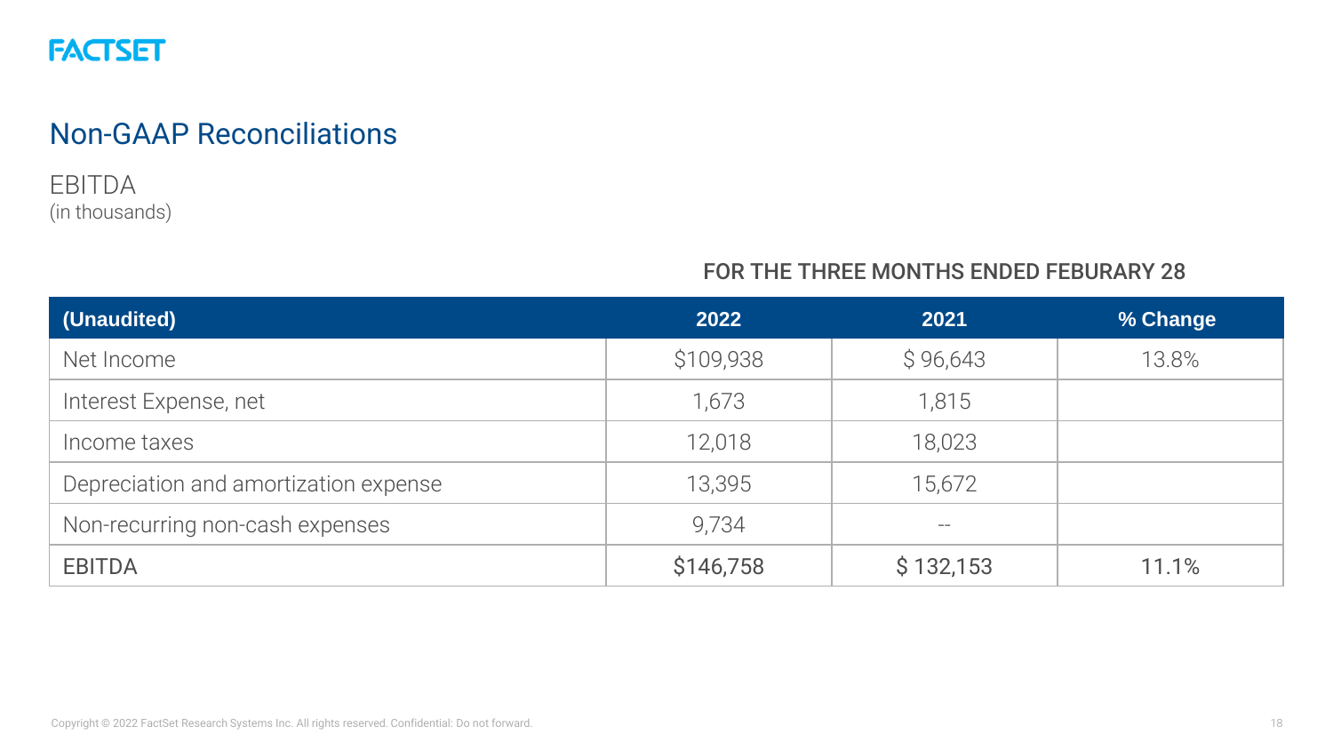FACTSET

# Non-GAAP Reconciliations

## EBITDA
(in thousands)

FOR THE THREE MONTHS ENDED FEBURARY 28

| (Unaudited) | 2022 | 2021 | % Change |
|---|---|---|---|
| Net Income | $109,938 | $ 96,643 | 13.8% |
| Interest Expense, net | 1,673 | 1,815 | |
| Income taxes | 12,018 | 18,023 | |
| Depreciation and amortization expense | 13,395 | 15,672 | |
| Non-recurring non-cash expenses | 9,734 | -- | |
| EBITDA | $146,758 | $ 132,153 | 11.1% |

Copyright © 2022 FactSet Research Systems Inc. All rights reserved. Confidential: Do not forward.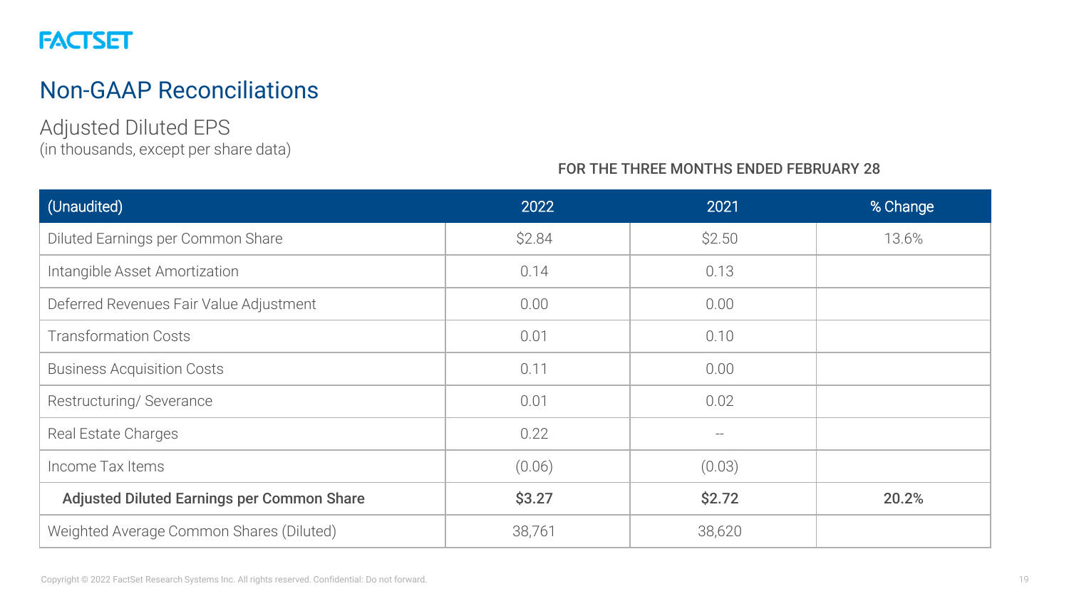FACTSET

# Non-GAAP Reconciliations

## Adjusted Diluted EPS

(in thousands, except per share data)

FOR THE THREE MONTHS ENDED FEBRUARY 28

| (Unaudited) | 2022 | 2021 | % Change |
|---|---|---|---|
| Diluted Earnings per Common Share | $2.84 | $2.50 | 13.6% |
| Intangible Asset Amortization | 0.14 | 0.13 | |
| Deferred Revenues Fair Value Adjustment | 0.00 | 0.00 | |
| Transformation Costs | 0.01 | 0.10 | |
| Business Acquisition Costs | 0.11 | 0.00 | |
| Restructuring/ Severance | 0.01 | 0.02 | |
| Real Estate Charges | 0.22 | -- | |
| Income Tax Items | (0.06) | (0.03) | |
| **Adjusted Diluted Earnings per Common Share** | **$3.27** | **$2.72** | **20.2%** |
| Weighted Average Common Shares (Diluted) | 38,761 | 38,620 | |

Copyright © 2022 FactSet Research Systems Inc. All rights reserved. Confidential: Do not forward.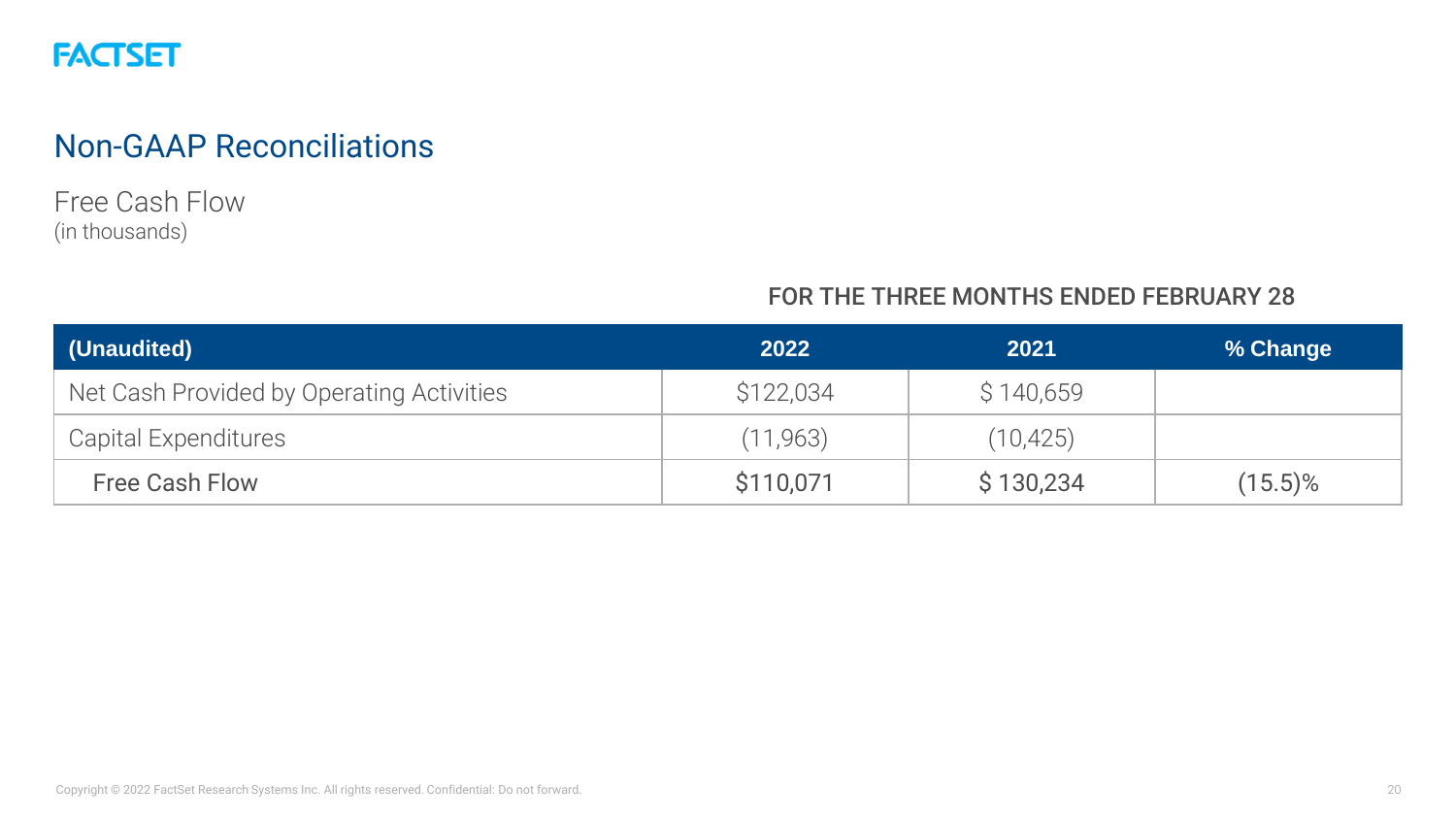FACTSET

# Non-GAAP Reconciliations

## Free Cash Flow

(in thousands)

| | FOR THE THREE MONTHS ENDED FEBRUARY 28 | | |
|---|---|---|---|
| **(Unaudited)** | **2022** | **2021** | **% Change** |
| Net Cash Provided by Operating Activities | $122,034 | $ 140,659 | |
| Capital Expenditures | (11,963) | (10,425) | |
| Free Cash Flow | $110,071 | $ 130,234 | (15.5)% |

Copyright © 2022 FactSet Research Systems Inc. All rights reserved. Confidential: Do not forward.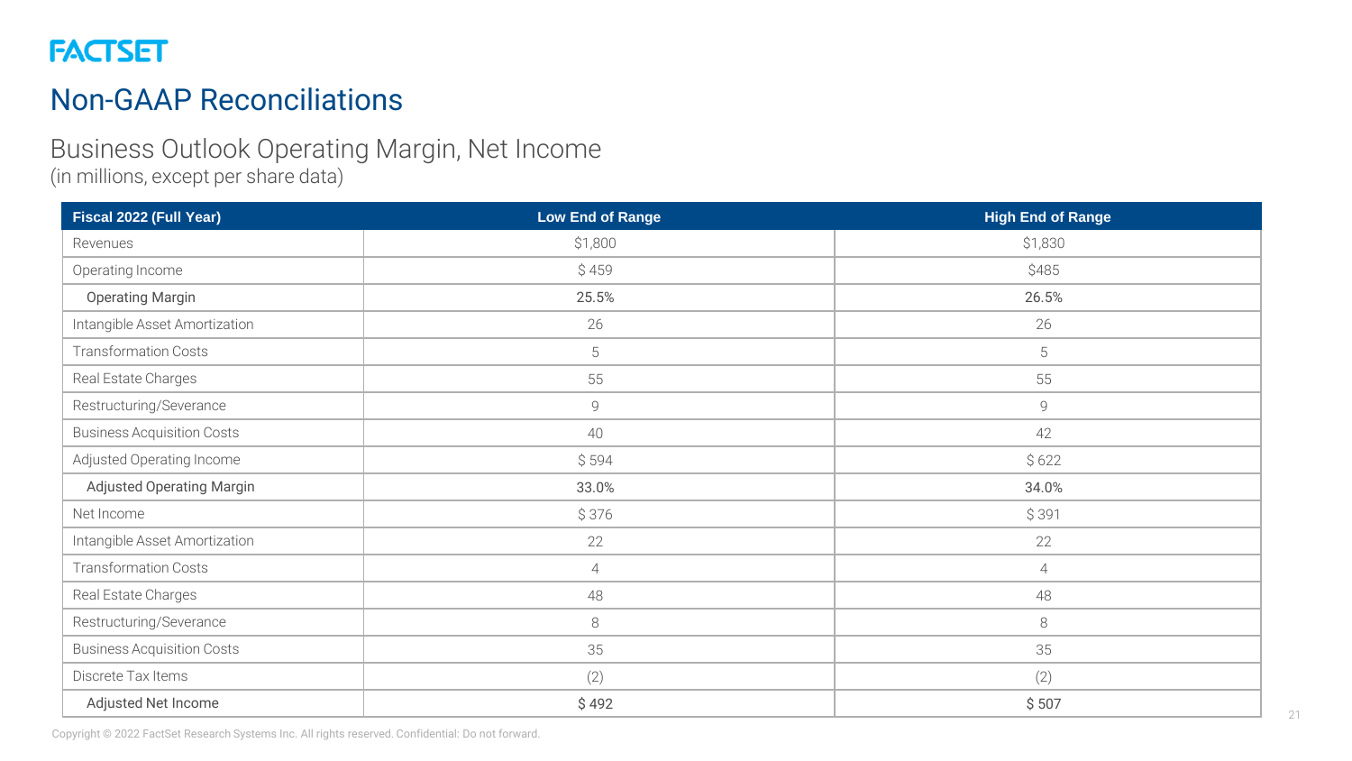# Non-GAAP Reconciliations

## Business Outlook Operating Margin, Net Income

(in millions, except per share data)

| Fiscal 2022 (Full Year) | Low End of Range | High End of Range |
|---|---|---|
| Revenues | $1,800 | $1,830 |
| Operating Income | $ 459 | $485 |
| Operating Margin | 25.5% | 26.5% |
| Intangible Asset Amortization | 26 | 26 |
| Transformation Costs | 5 | 5 |
| Real Estate Charges | 55 | 55 |
| Restructuring/Severance | 9 | 9 |
| Business Acquisition Costs | 40 | 42 |
| Adjusted Operating Income | $ 594 | $ 622 |
| Adjusted Operating Margin | 33.0% | 34.0% |
| Net Income | $ 376 | $ 391 |
| Intangible Asset Amortization | 22 | 22 |
| Transformation Costs | 4 | 4 |
| Real Estate Charges | 48 | 48 |
| Restructuring/Severance | 8 | 8 |
| Business Acquisition Costs | 35 | 35 |
| Discrete Tax Items | (2) | (2) |
| Adjusted Net Income | $ 492 | $ 507 |

Copyright © 2022 FactSet Research Systems Inc. All rights reserved. Confidential: Do not forward.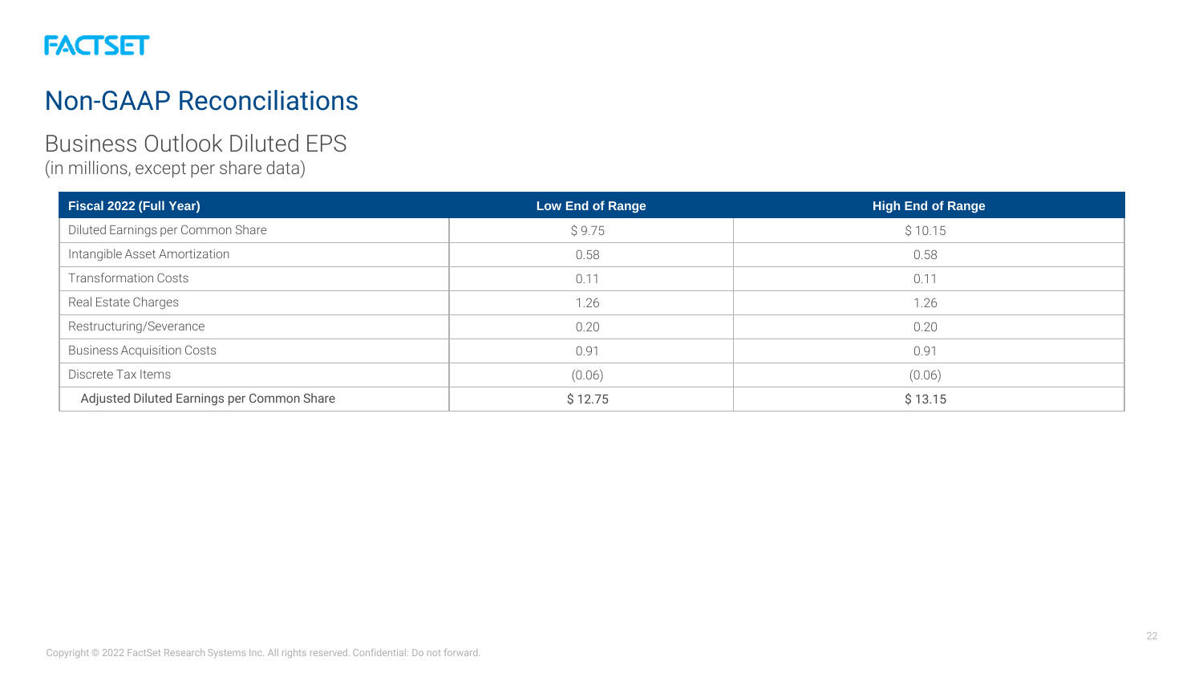FACTSET

# Non-GAAP Reconciliations

## Business Outlook Diluted EPS

(in millions, except per share data)

| Fiscal 2022 (Full Year) | Low End of Range | High End of Range |
|---|---|---|
| Diluted Earnings per Common Share | $ 9.75 | $ 10.15 |
| Intangible Asset Amortization | 0.58 | 0.58 |
| Transformation Costs | 0.11 | 0.11 |
| Real Estate Charges | 1.26 | 1.26 |
| Restructuring/Severance | 0.20 | 0.20 |
| Business Acquisition Costs | 0.91 | 0.91 |
| Discrete Tax Items | (0.06) | (0.06) |
| Adjusted Diluted Earnings per Common Share | $ 12.75 | $ 13.15 |

Copyright © 2022 FactSet Research Systems Inc. All rights reserved. Confidential: Do not forward.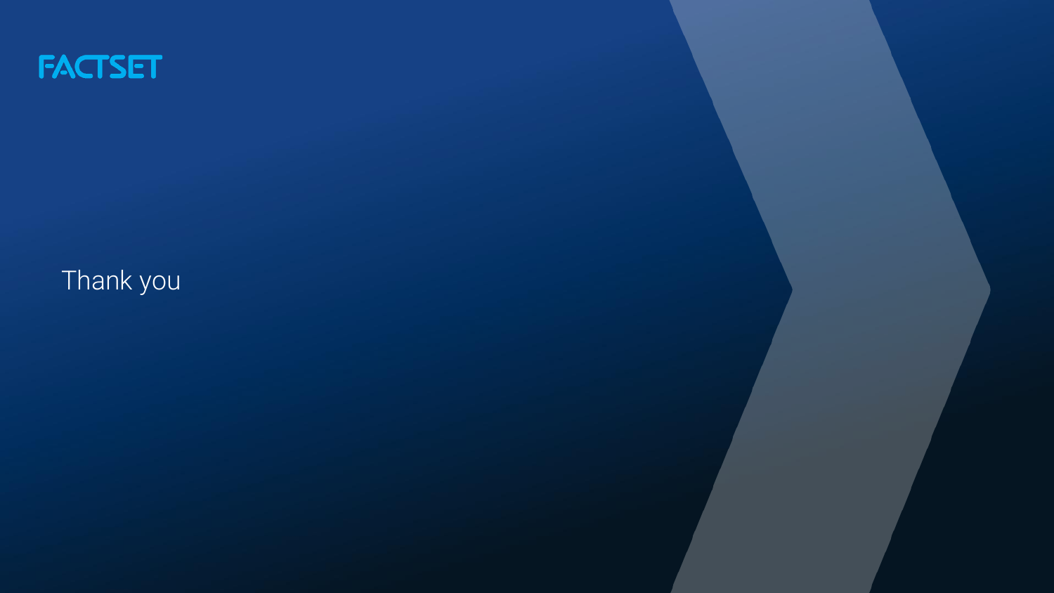FACTSET

Thank you